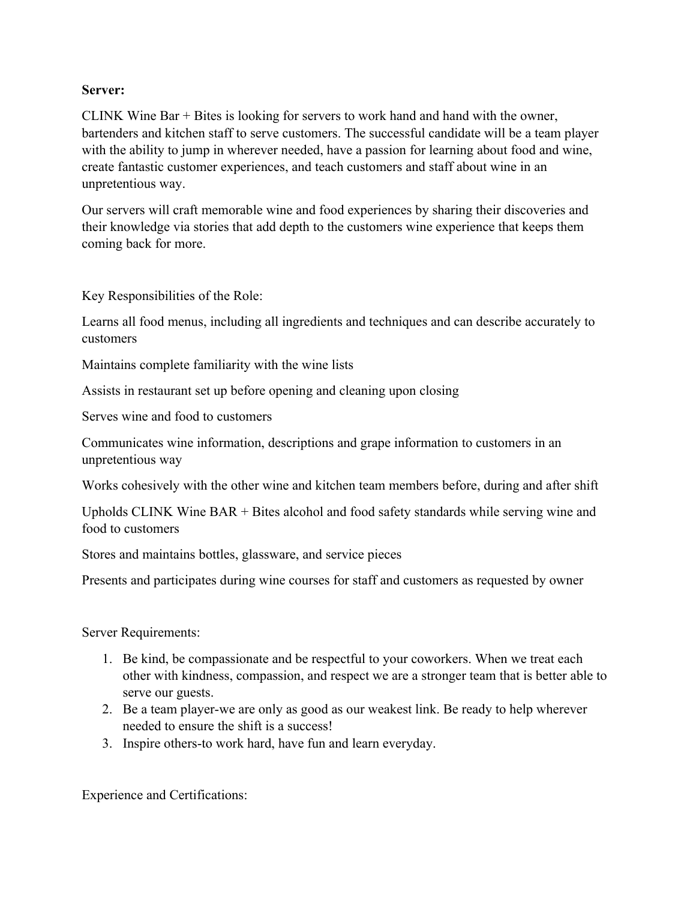**Server:**

CLINK Wine Bar + Bites is looking for servers to work hand and hand with the owner, bartenders and kitchen staff to serve customers. The successful candidate will be a team player with the ability to jump in wherever needed, have a passion for learning about food and wine, create fantastic customer experiences, and teach customers and staff about wine in an unpretentious way.

Our servers will craft memorable wine and food experiences by sharing their discoveries and their knowledge via stories that add depth to the customers wine experience that keeps them coming back for more.

Key Responsibilities of the Role:

Learns all food menus, including all ingredients and techniques and can describe accurately to customers

Maintains complete familiarity with the wine lists

Assists in restaurant set up before opening and cleaning upon closing

Serves wine and food to customers

Communicates wine information, descriptions and grape information to customers in an unpretentious way

Works cohesively with the other wine and kitchen team members before, during and after shift

Upholds CLINK Wine BAR + Bites alcohol and food safety standards while serving wine and food to customers

Stores and maintains bottles, glassware, and service pieces

Presents and participates during wine courses for staff and customers as requested by owner

Server Requirements:

1. Be kind, be compassionate and be respectful to your coworkers. When we treat each other with kindness, compassion, and respect we are a stronger team that is better able to serve our guests.
2. Be a team player-we are only as good as our weakest link. Be ready to help wherever needed to ensure the shift is a success!
3. Inspire others-to work hard, have fun and learn everyday.

Experience and Certifications: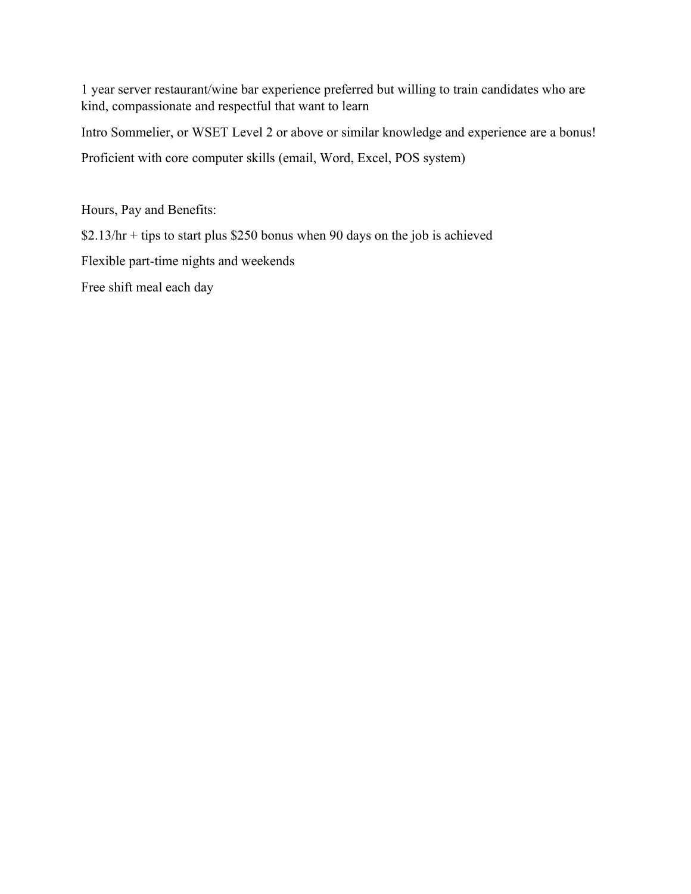1 year server restaurant/wine bar experience preferred but willing to train candidates who are kind, compassionate and respectful that want to learn

Intro Sommelier, or WSET Level 2 or above or similar knowledge and experience are a bonus!

Proficient with core computer skills (email, Word, Excel, POS system)

Hours, Pay and Benefits:

$2.13/hr + tips to start plus $250 bonus when 90 days on the job is achieved

Flexible part-time nights and weekends

Free shift meal each day